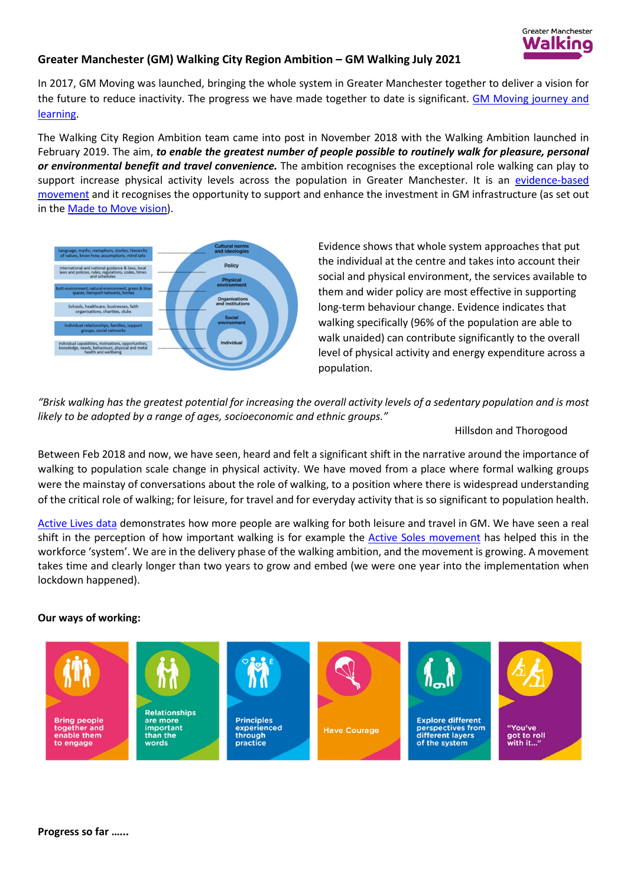# Greater Manchester (GM) Walking City Region Ambition – GM Walking July 2021

In 2017, GM Moving was launched, bringing the whole system in Greater Manchester together to deliver a vision for the future to reduce inactivity. The progress we have made together to date is significant. GM Moving journey and learning.

The Walking City Region Ambition team came into post in November 2018 with the Walking Ambition launched in February 2019. The aim, ***to enable the greatest number of people possible to routinely walk for pleasure, personal or environmental benefit and travel convenience.*** The ambition recognises the exceptional role walking can play to support increase physical activity levels across the population in Greater Manchester. It is an evidence-based movement and it recognises the opportunity to support and enhance the investment in GM infrastructure (as set out in the Made to Move vision).

Evidence shows that whole system approaches that put the individual at the centre and takes into account their social and physical environment, the services available to them and wider policy are most effective in supporting long-term behaviour change. Evidence indicates that walking specifically (96% of the population are able to walk unaided) can contribute significantly to the overall level of physical activity and energy expenditure across a population.

*"Brisk walking has the greatest potential for increasing the overall activity levels of a sedentary population and is most likely to be adopted by a range of ages, socioeconomic and ethnic groups."*

Hillsdon and Thorogood

Between Feb 2018 and now, we have seen, heard and felt a significant shift in the narrative around the importance of walking to population scale change in physical activity. We have moved from a place where formal walking groups were the mainstay of conversations about the role of walking, to a position where there is widespread understanding of the critical role of walking; for leisure, for travel and for everyday activity that is so significant to population health.

Active Lives data demonstrates how more people are walking for both leisure and travel in GM. We have seen a real shift in the perception of how important walking is for example the Active Soles movement has helped this in the workforce 'system'. We are in the delivery phase of the walking ambition, and the movement is growing. A movement takes time and clearly longer than two years to grow and embed (we were one year into the implementation when lockdown happened).

**Our ways of working:**

- Bring people together and enable them to engage
- Relationships are more important than the words
- Principles experienced through practice
- Have Courage
- Explore different perspectives from different layers of the system
- "You've got to roll with it…"

**Progress so far ……**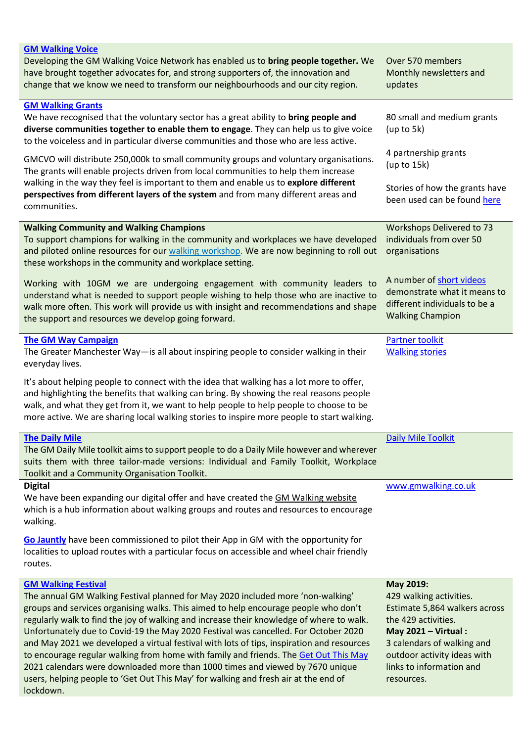| | |
|---|---|
| **GM Walking Voice**<br>Developing the GM Walking Voice Network has enabled us to **bring people together.** We have brought together advocates for, and strong supporters of, the innovation and change that we know we need to transform our neighbourhoods and our city region. | Over 570 members<br>Monthly newsletters and updates |
| **GM Walking Grants**<br>We have recognised that the voluntary sector has a great ability to **bring people and diverse communities together to enable them to engage**. They can help us to give voice to the voiceless and in particular diverse communities and those who are less active.<br><br>GMCVO will distribute 250,000k to small community groups and voluntary organisations. The grants will enable projects driven from local communities to help them increase walking in the way they feel is important to them and enable us to **explore different perspectives from different layers of the system** and from many different areas and communities. | 80 small and medium grants (up to 5k)<br><br>4 partnership grants (up to 15k)<br><br>Stories of how the grants have been used can be found here |
| **Walking Community and Walking Champions**<br>To support champions for walking in the community and workplaces we have developed and piloted online resources for our walking workshop. We are now beginning to roll out these workshops in the community and workplace setting.<br><br>Working with 10GM we are undergoing engagement with community leaders to understand what is needed to support people wishing to help those who are inactive to walk more often. This work will provide us with insight and recommendations and shape the support and resources we develop going forward. | Workshops Delivered to 73 individuals from over 50 organisations<br><br>A number of short videos demonstrate what it means to different individuals to be a Walking Champion |
| **The GM Way Campaign**<br>The Greater Manchester Way—is all about inspiring people to consider walking in their everyday lives.<br><br>It's about helping people to connect with the idea that walking has a lot more to offer, and highlighting the benefits that walking can bring. By showing the real reasons people walk, and what they get from it, we want to help people to help people to choose to be more active. We are sharing local walking stories to inspire more people to start walking. | Partner toolkit<br>Walking stories |
| **The Daily Mile**<br>The GM Daily Mile toolkit aims to support people to do a Daily Mile however and wherever suits them with three tailor-made versions: Individual and Family Toolkit, Workplace Toolkit and a Community Organisation Toolkit. | Daily Mile Toolkit |
| **Digital**<br>We have been expanding our digital offer and have created the GM Walking website which is a hub information about walking groups and routes and resources to encourage walking.<br><br>**Go Jauntly** have been commissioned to pilot their App in GM with the opportunity for localities to upload routes with a particular focus on accessible and wheel chair friendly routes. | www.gmwalking.co.uk |
| **GM Walking Festival**<br>The annual GM Walking Festival planned for May 2020 included more 'non-walking' groups and services organising walks. This aimed to help encourage people who don't regularly walk to find the joy of walking and increase their knowledge of where to walk. Unfortunately due to Covid-19 the May 2020 Festival was cancelled. For October 2020 and May 2021 we developed a virtual festival with lots of tips, inspiration and resources to encourage regular walking from home with family and friends. The Get Out This May 2021 calendars were downloaded more than 1000 times and viewed by 7670 unique users, helping people to 'Get Out This May' for walking and fresh air at the end of lockdown. | **May 2019:**<br>429 walking activities.<br>Estimate 5,864 walkers across the 429 activities.<br>**May 2021 – Virtual :**<br>3 calendars of walking and outdoor activity ideas with links to information and resources. |